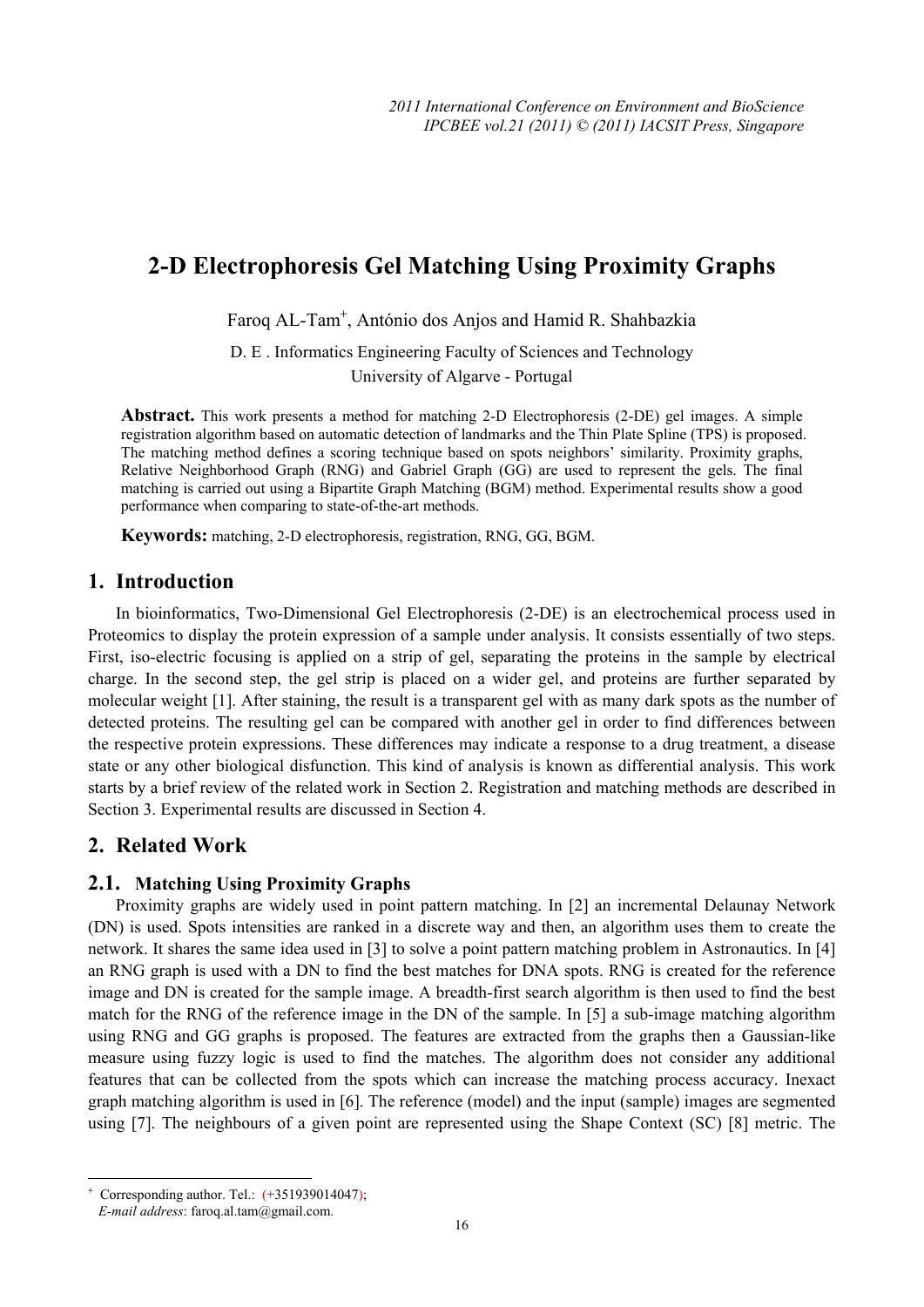# 2-D Electrophoresis Gel Matching Using Proximity Graphs

Faroq AL-Tam[+], António dos Anjos and Hamid R. Shahbazkia

D. E . Informatics Engineering Faculty of Sciences and Technology
University of Algarve - Portugal

**Abstract.** This work presents a method for matching 2-D Electrophoresis (2-DE) gel images. A simple registration algorithm based on automatic detection of landmarks and the Thin Plate Spline (TPS) is proposed. The matching method defines a scoring technique based on spots neighbors' similarity. Proximity graphs, Relative Neighborhood Graph (RNG) and Gabriel Graph (GG) are used to represent the gels. The final matching is carried out using a Bipartite Graph Matching (BGM) method. Experimental results show a good performance when comparing to state-of-the-art methods.

**Keywords:** matching, 2-D electrophoresis, registration, RNG, GG, BGM.

## 1. Introduction

In bioinformatics, Two-Dimensional Gel Electrophoresis (2-DE) is an electrochemical process used in Proteomics to display the protein expression of a sample under analysis. It consists essentially of two steps. First, iso-electric focusing is applied on a strip of gel, separating the proteins in the sample by electrical charge. In the second step, the gel strip is placed on a wider gel, and proteins are further separated by molecular weight [1]. After staining, the result is a transparent gel with as many dark spots as the number of detected proteins. The resulting gel can be compared with another gel in order to find differences between the respective protein expressions. These differences may indicate a response to a drug treatment, a disease state or any other biological disfunction. This kind of analysis is known as differential analysis. This work starts by a brief review of the related work in Section 2. Registration and matching methods are described in Section 3. Experimental results are discussed in Section 4.

## 2. Related Work

### 2.1. Matching Using Proximity Graphs

Proximity graphs are widely used in point pattern matching. In [2] an incremental Delaunay Network (DN) is used. Spots intensities are ranked in a discrete way and then, an algorithm uses them to create the network. It shares the same idea used in [3] to solve a point pattern matching problem in Astronautics. In [4] an RNG graph is used with a DN to find the best matches for DNA spots. RNG is created for the reference image and DN is created for the sample image. A breadth-first search algorithm is then used to find the best match for the RNG of the reference image in the DN of the sample. In [5] a sub-image matching algorithm using RNG and GG graphs is proposed. The features are extracted from the graphs then a Gaussian-like measure using fuzzy logic is used to find the matches. The algorithm does not consider any additional features that can be collected from the spots which can increase the matching process accuracy. Inexact graph matching algorithm is used in [6]. The reference (model) and the input (sample) images are segmented using [7]. The neighbours of a given point are represented using the Shape Context (SC) [8] metric. The

---

[+] Corresponding author. Tel.: (+351939014047);
*E-mail address*: faroq.al.tam@gmail.com.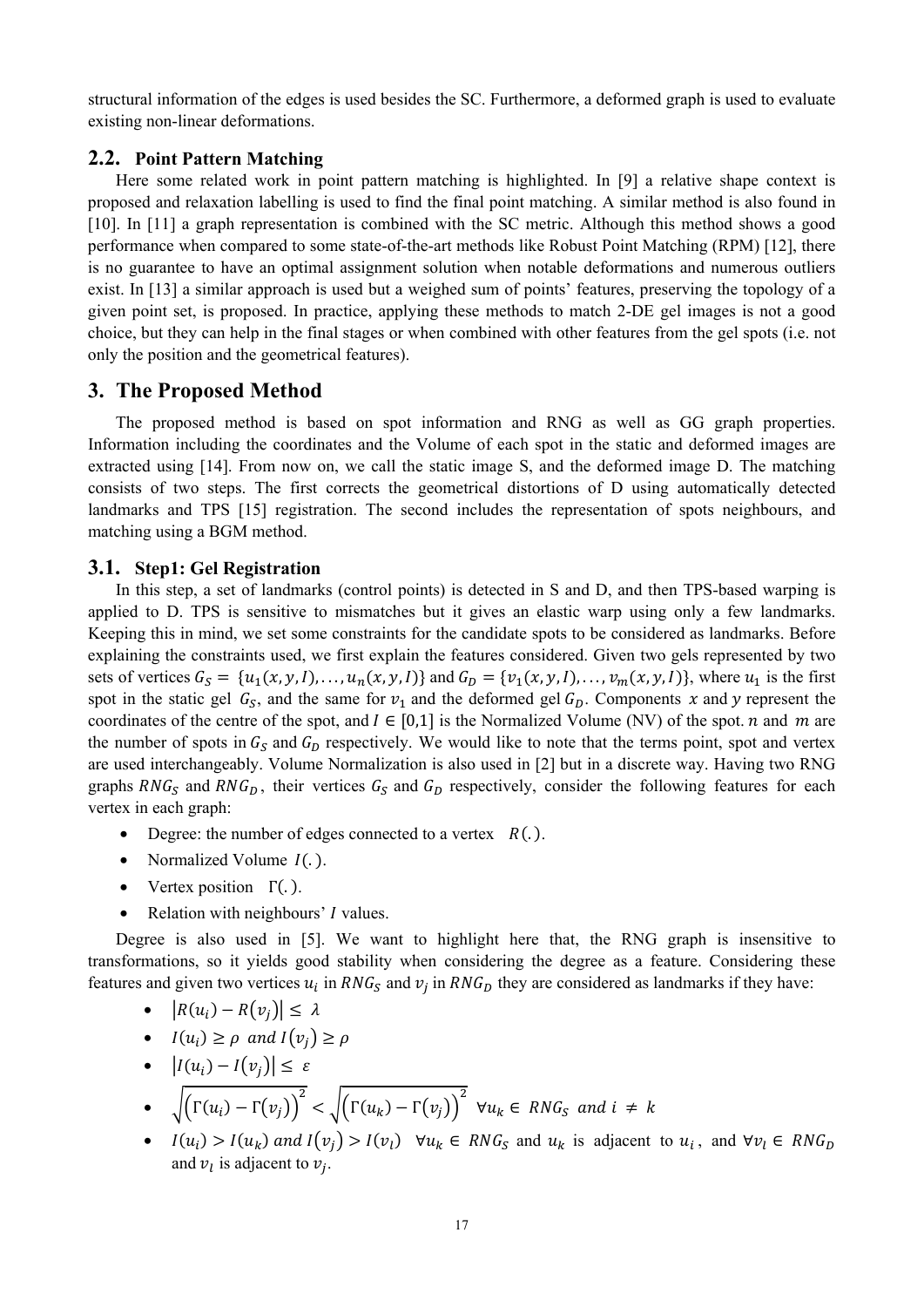structural information of the edges is used besides the SC. Furthermore, a deformed graph is used to evaluate existing non-linear deformations.

## 2.2. Point Pattern Matching

Here some related work in point pattern matching is highlighted. In [9] a relative shape context is proposed and relaxation labelling is used to find the final point matching. A similar method is also found in [10]. In [11] a graph representation is combined with the SC metric. Although this method shows a good performance when compared to some state-of-the-art methods like Robust Point Matching (RPM) [12], there is no guarantee to have an optimal assignment solution when notable deformations and numerous outliers exist. In [13] a similar approach is used but a weighed sum of points' features, preserving the topology of a given point set, is proposed. In practice, applying these methods to match 2-DE gel images is not a good choice, but they can help in the final stages or when combined with other features from the gel spots (i.e. not only the position and the geometrical features).

# 3. The Proposed Method

The proposed method is based on spot information and RNG as well as GG graph properties. Information including the coordinates and the Volume of each spot in the static and deformed images are extracted using [14]. From now on, we call the static image S, and the deformed image D. The matching consists of two steps. The first corrects the geometrical distortions of D using automatically detected landmarks and TPS [15] registration. The second includes the representation of spots neighbours, and matching using a BGM method.

## 3.1. Step1: Gel Registration

In this step, a set of landmarks (control points) is detected in S and D, and then TPS-based warping is applied to D. TPS is sensitive to mismatches but it gives an elastic warp using only a few landmarks. Keeping this in mind, we set some constraints for the candidate spots to be considered as landmarks. Before explaining the constraints used, we first explain the features considered. Given two gels represented by two sets of vertices $G_S = \{u_1(x, y, I), \ldots, u_n(x, y, I)\}$ and $G_D = \{v_1(x, y, I), \ldots, v_m(x, y, I)\}$, where $u_1$ is the first spot in the static gel $G_S$, and the same for $v_1$ and the deformed gel $G_D$. Components $x$ and $y$ represent the coordinates of the centre of the spot, and $I \in [0,1]$ is the Normalized Volume (NV) of the spot. $n$ and $m$ are the number of spots in $G_S$ and $G_D$ respectively. We would like to note that the terms point, spot and vertex are used interchangeably. Volume Normalization is also used in [2] but in a discrete way. Having two RNG graphs $RNG_S$ and $RNG_D$, their vertices $G_S$ and $G_D$ respectively, consider the following features for each vertex in each graph:

- Degree: the number of edges connected to a vertex $R(.)$.
- Normalized Volume $I(.)$.
- Vertex position $\Gamma(.)$.
- Relation with neighbours' $I$ values.

Degree is also used in [5]. We want to highlight here that, the RNG graph is insensitive to transformations, so it yields good stability when considering the degree as a feature. Considering these features and given two vertices $u_i$ in $RNG_S$ and $v_j$ in $RNG_D$ they are considered as landmarks if they have:

- $|R(u_i) - R(v_j)| \leq \lambda$
- $I(u_i) \geq \rho \text{ and } I(v_j) \geq \rho$
- $|I(u_i) - I(v_j)| \leq \varepsilon$
- $\sqrt{\left(\Gamma(u_i) - \Gamma(v_j)\right)^2} < \sqrt{\left(\Gamma(u_k) - \Gamma(v_j)\right)^2} \;\; \forall u_k \in RNG_S \text{ and } i \neq k$
- $I(u_i) > I(u_k) \text{ and } I(v_j) > I(v_l) \;\; \forall u_k \in RNG_S$ and $u_k$ is adjacent to $u_i$, and $\forall v_l \in RNG_D$ and $v_l$ is adjacent to $v_j$.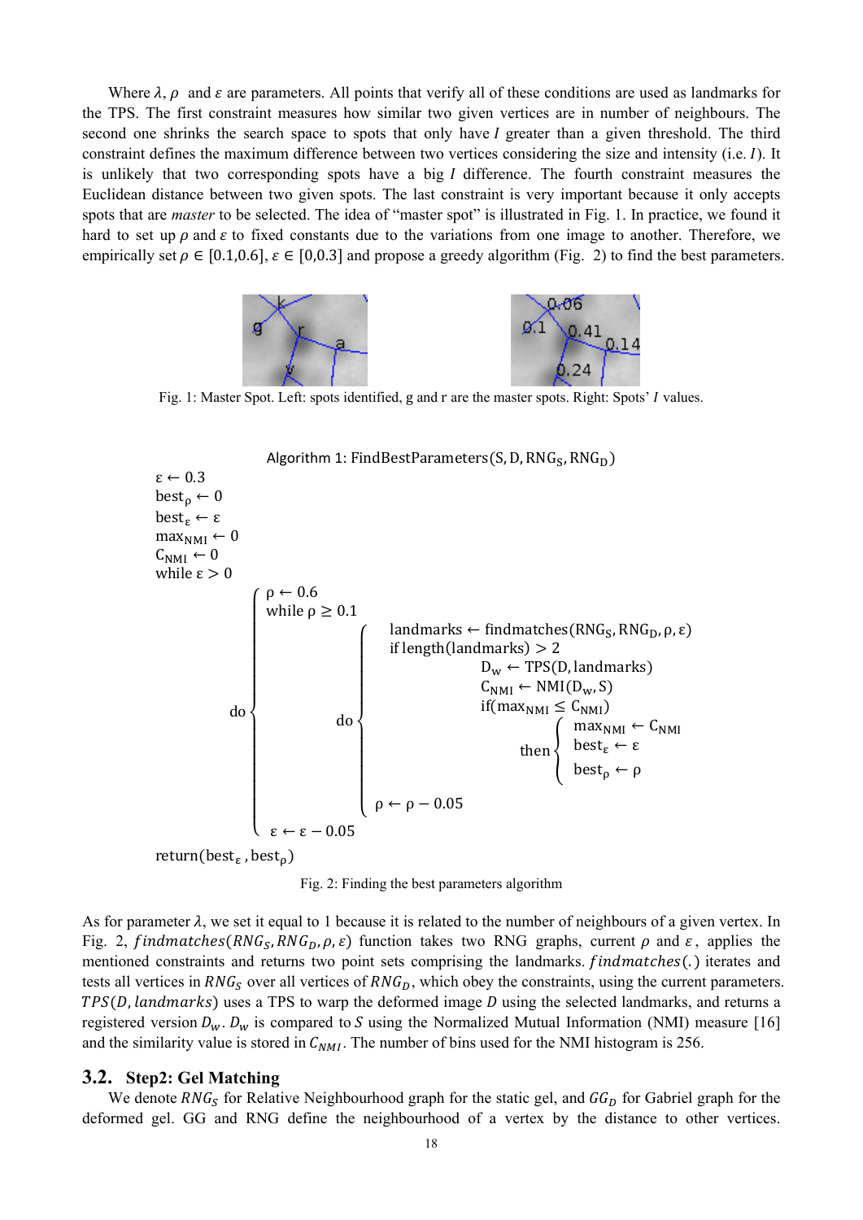Where $\lambda$, $\rho$ and $\varepsilon$ are parameters. All points that verify all of these conditions are used as landmarks for the TPS. The first constraint measures how similar two given vertices are in number of neighbours. The second one shrinks the search space to spots that only have $I$ greater than a given threshold. The third constraint defines the maximum difference between two vertices considering the size and intensity (i.e. $I$). It is unlikely that two corresponding spots have a big $I$ difference. The fourth constraint measures the Euclidean distance between two given spots. The last constraint is very important because it only accepts spots that are *master* to be selected. The idea of "master spot" is illustrated in Fig. 1. In practice, we found it hard to set up $\rho$ and $\varepsilon$ to fixed constants due to the variations from one image to another. Therefore, we empirically set $\rho \in [0.1,0.6]$, $\varepsilon \in [0,0.3]$ and propose a greedy algorithm (Fig. 2) to find the best parameters.

Fig. 1: Master Spot. Left: spots identified, g and r are the master spots. Right: Spots' $I$ values.

**Algorithm 1: FindBestParameters$(S, D, RNG_S, RNG_D)$**

```
ε ← 0.3
best_ρ ← 0
best_ε ← ε
max_NMI ← 0
C_NMI ← 0
while ε > 0
do {
    ρ ← 0.6
    while ρ ≥ 0.1
    do {
        landmarks ← findmatches(RNG_S, RNG_D, ρ, ε)
        if length(landmarks) > 2
            D_w ← TPS(D, landmarks)
            C_NMI ← NMI(D_w, S)
            if(max_NMI ≤ C_NMI)
            then {
                max_NMI ← C_NMI
                best_ε ← ε
                best_ρ ← ρ
            }
        ρ ← ρ − 0.05
    }
    ε ← ε − 0.05
}
return(best_ε, best_ρ)
```

Fig. 2: Finding the best parameters algorithm

As for parameter $\lambda$, we set it equal to 1 because it is related to the number of neighbours of a given vertex. In Fig. 2, $findmatches(RNG_S, RNG_D, \rho, \varepsilon)$ function takes two RNG graphs, current $\rho$ and $\varepsilon$, applies the mentioned constraints and returns two point sets comprising the landmarks. $findmatches(.)$ iterates and tests all vertices in $RNG_S$ over all vertices of $RNG_D$, which obey the constraints, using the current parameters. $TPS(D, landmarks)$ uses a TPS to warp the deformed image $D$ using the selected landmarks, and returns a registered version $D_w$. $D_w$ is compared to $S$ using the Normalized Mutual Information (NMI) measure [16] and the similarity value is stored in $C_{NMI}$. The number of bins used for the NMI histogram is 256.

## 3.2. Step2: Gel Matching

We denote $RNG_S$ for Relative Neighbourhood graph for the static gel, and $GG_D$ for Gabriel graph for the deformed gel. GG and RNG define the neighbourhood of a vertex by the distance to other vertices.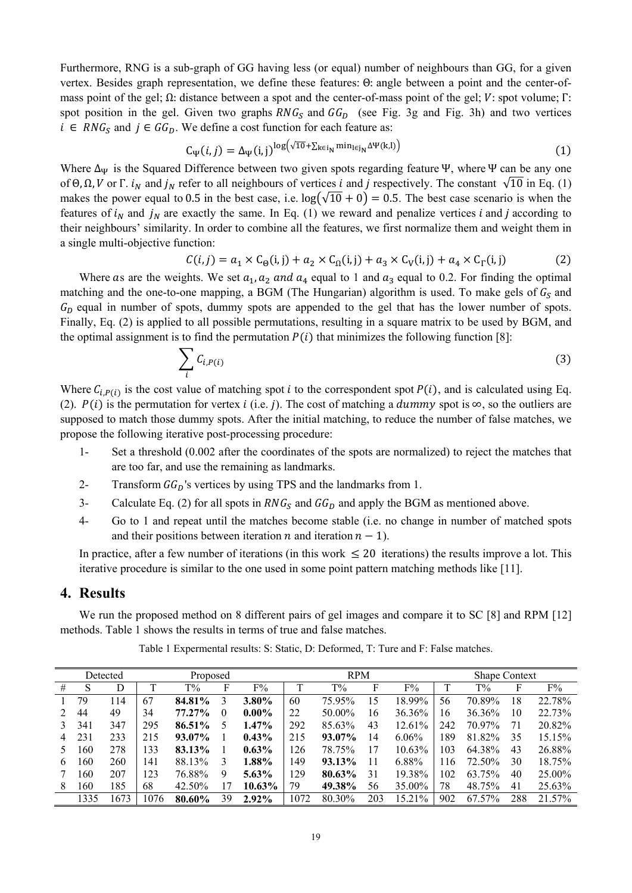Furthermore, RNG is a sub-graph of GG having less (or equal) number of neighbours than GG, for a given vertex. Besides graph representation, we define these features: Θ: angle between a point and the center-of-mass point of the gel; Ω: distance between a spot and the center-of-mass point of the gel; $V$: spot volume; Γ: spot position in the gel. Given two graphs $RNG_S$ and $GG_D$ (see Fig. 3g and Fig. 3h) and two vertices $i \in RNG_S$ and $j \in GG_D$. We define a cost function for each feature as:

$$C_\Psi(i,j) = \Delta_\Psi(i,j)^{\log\left(\sqrt{10}+\sum_{k\in i_N}\min_{l\in j_N}\Delta\Psi(k,l)\right)} \tag{1}$$

Where $\Delta_\Psi$ is the Squared Difference between two given spots regarding feature Ψ, where Ψ can be any one of Θ, Ω, $V$ or Γ. $i_N$ and $j_N$ refer to all neighbours of vertices $i$ and $j$ respectively. The constant $\sqrt{10}$ in Eq. (1) makes the power equal to 0.5 in the best case, i.e. $\log(\sqrt{10}+0) = 0.5$. The best case scenario is when the features of $i_N$ and $j_N$ are exactly the same. In Eq. (1) we reward and penalize vertices $i$ and $j$ according to their neighbours' similarity. In order to combine all the features, we first normalize them and weight them in a single multi-objective function:

$$C(i,j) = a_1 \times C_\Theta(i,j) + a_2 \times C_\Omega(i,j) + a_3 \times C_V(i,j) + a_4 \times C_\Gamma(i,j) \tag{2}$$

Where $a$s are the weights. We set $a_1, a_2$ and $a_4$ equal to 1 and $a_3$ equal to 0.2. For finding the optimal matching and the one-to-one mapping, a BGM (The Hungarian) algorithm is used. To make gels of $G_S$ and $G_D$ equal in number of spots, dummy spots are appended to the gel that has the lower number of spots. Finally, Eq. (2) is applied to all possible permutations, resulting in a square matrix to be used by BGM, and the optimal assignment is to find the permutation $P(i)$ that minimizes the following function [8]:

$$\sum_i C_{i,P(i)} \tag{3}$$

Where $C_{i,P(i)}$ is the cost value of matching spot $i$ to the correspondent spot $P(i)$, and is calculated using Eq. (2). $P(i)$ is the permutation for vertex $i$ (i.e. $j$). The cost of matching a $dummy$ spot is ∞, so the outliers are supposed to match those dummy spots. After the initial matching, to reduce the number of false matches, we propose the following iterative post-processing procedure:

1- Set a threshold (0.002 after the coordinates of the spots are normalized) to reject the matches that are too far, and use the remaining as landmarks.
2- Transform $GG_D$'s vertices by using TPS and the landmarks from 1.
3- Calculate Eq. (2) for all spots in $RNG_S$ and $GG_D$ and apply the BGM as mentioned above.
4- Go to 1 and repeat until the matches become stable (i.e. no change in number of matched spots and their positions between iteration $n$ and iteration $n-1$).

In practice, after a few number of iterations (in this work $\leq 20$ iterations) the results improve a lot. This iterative procedure is similar to the one used in some point pattern matching methods like [11].

## 4. Results

We run the proposed method on 8 different pairs of gel images and compare it to SC [8] and RPM [12] methods. Table 1 shows the results in terms of true and false matches.

Table 1 Expermental results: S: Static, D: Deformed, T: Ture and F: False matches.

| Detected | | | Proposed | | | | RPM | | | | Shape Context | | | |
|---|---|---|---|---|---|---|---|---|---|---|---|---|---|---|
| # | S | D | T | T% | F | F% | T | T% | F | F% | T | T% | F | F% |
| 1 | 79 | 114 | 67 | **84.81%** | 3 | **3.80%** | 60 | 75.95% | 15 | 18.99% | 56 | 70.89% | 18 | 22.78% |
| 2 | 44 | 49 | 34 | **77.27%** | 0 | **0.00%** | 22 | 50.00% | 16 | 36.36% | 16 | 36.36% | 10 | 22.73% |
| 3 | 341 | 347 | 295 | **86.51%** | 5 | **1.47%** | 292 | 85.63% | 43 | 12.61% | 242 | 70.97% | 71 | 20.82% |
| 4 | 231 | 233 | 215 | **93.07%** | 1 | **0.43%** | 215 | **93.07%** | 14 | 6.06% | 189 | 81.82% | 35 | 15.15% |
| 5 | 160 | 278 | 133 | **83.13%** | 1 | **0.63%** | 126 | 78.75% | 17 | 10.63% | 103 | 64.38% | 43 | 26.88% |
| 6 | 160 | 260 | 141 | 88.13% | 3 | **1.88%** | 149 | **93.13%** | 11 | 6.88% | 116 | 72.50% | 30 | 18.75% |
| 7 | 160 | 207 | 123 | 76.88% | 9 | **5.63%** | 129 | **80.63%** | 31 | 19.38% | 102 | 63.75% | 40 | 25.00% |
| 8 | 160 | 185 | 68 | 42.50% | 17 | **10.63%** | 79 | **49.38%** | 56 | 35.00% | 78 | 48.75% | 41 | 25.63% |
| | 1335 | 1673 | 1076 | **80.60%** | 39 | **2.92%** | 1072 | 80.30% | 203 | 15.21% | 902 | 67.57% | 288 | 21.57% |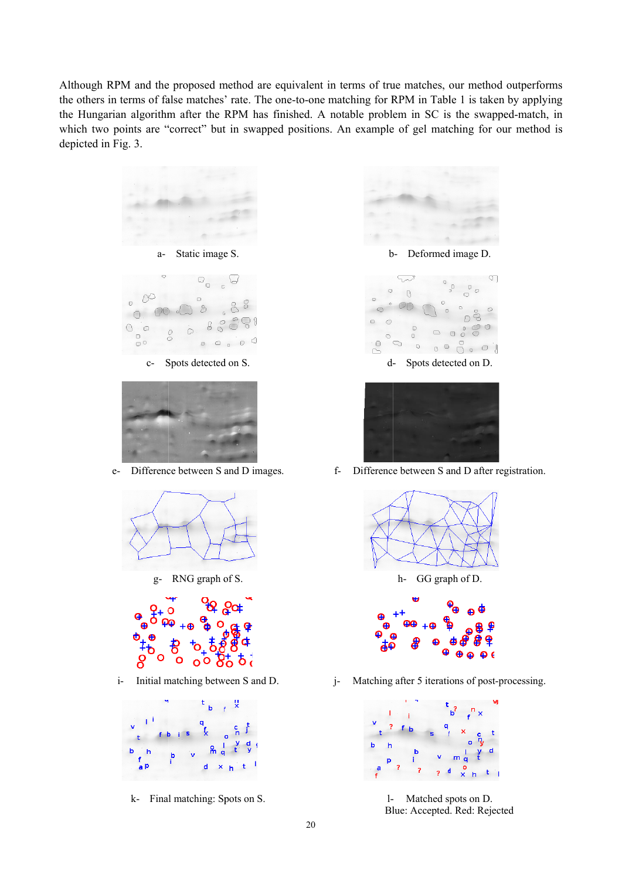Although RPM and the proposed method are equivalent in terms of true matches, our method outperforms the others in terms of false matches' rate. The one-to-one matching for RPM in Table 1 is taken by applying the Hungarian algorithm after the RPM has finished. A notable problem in SC is the swapped-match, in which two points are "correct" but in swapped positions. An example of gel matching for our method is depicted in Fig. 3.

a- Static image S.

b- Deformed image D.

c- Spots detected on S.

d- Spots detected on D.

e- Difference between S and D images.

f- Difference between S and D after registration.

g- RNG graph of S.

h- GG graph of D.

i- Initial matching between S and D.

j- Matching after 5 iterations of post-processing.

k- Final matching: Spots on S.

l- Matched spots on D. Blue: Accepted. Red: Rejected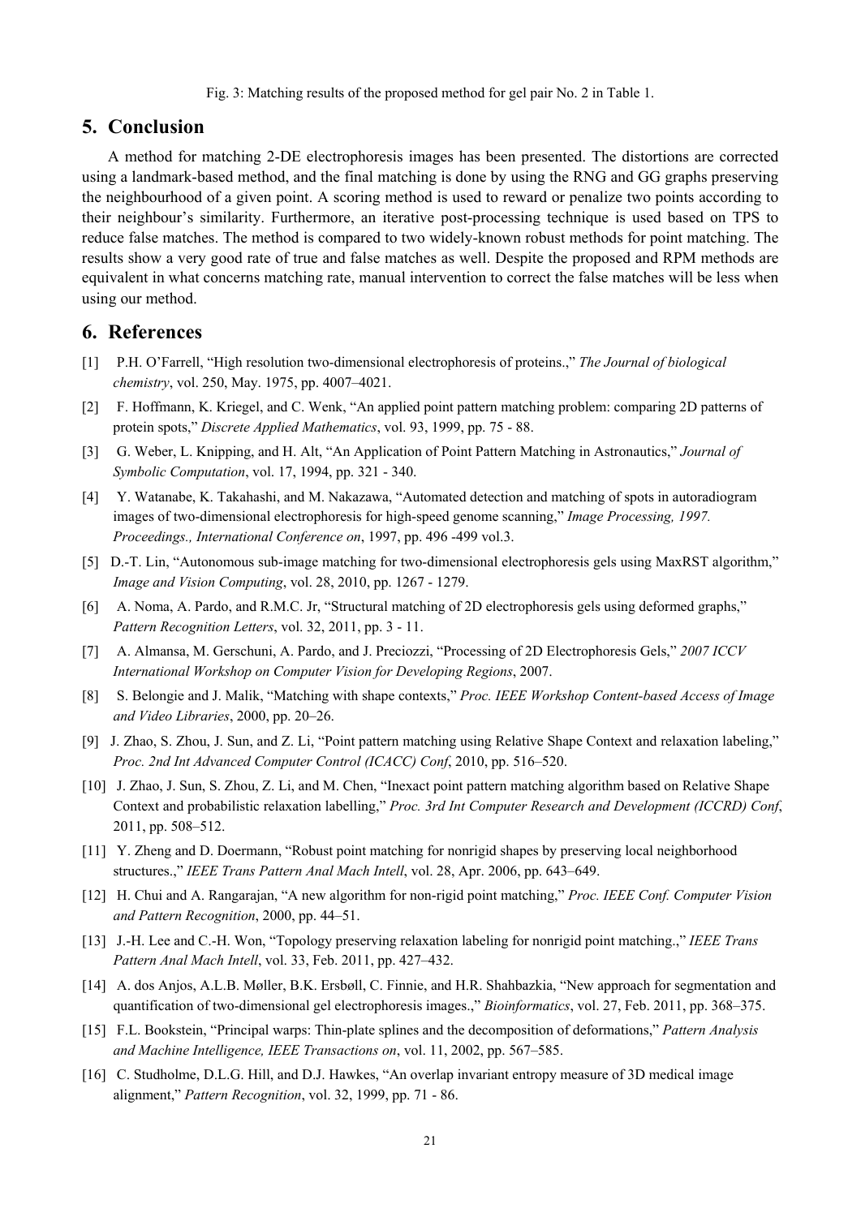Fig. 3: Matching results of the proposed method for gel pair No. 2 in Table 1.

## 5. Conclusion

A method for matching 2-DE electrophoresis images has been presented. The distortions are corrected using a landmark-based method, and the final matching is done by using the RNG and GG graphs preserving the neighbourhood of a given point. A scoring method is used to reward or penalize two points according to their neighbour's similarity. Furthermore, an iterative post-processing technique is used based on TPS to reduce false matches. The method is compared to two widely-known robust methods for point matching. The results show a very good rate of true and false matches as well. Despite the proposed and RPM methods are equivalent in what concerns matching rate, manual intervention to correct the false matches will be less when using our method.

## 6. References

[1] P.H. O'Farrell, "High resolution two-dimensional electrophoresis of proteins.," *The Journal of biological chemistry*, vol. 250, May. 1975, pp. 4007–4021.

[2] F. Hoffmann, K. Kriegel, and C. Wenk, "An applied point pattern matching problem: comparing 2D patterns of protein spots," *Discrete Applied Mathematics*, vol. 93, 1999, pp. 75 - 88.

[3] G. Weber, L. Knipping, and H. Alt, "An Application of Point Pattern Matching in Astronautics," *Journal of Symbolic Computation*, vol. 17, 1994, pp. 321 - 340.

[4] Y. Watanabe, K. Takahashi, and M. Nakazawa, "Automated detection and matching of spots in autoradiogram images of two-dimensional electrophoresis for high-speed genome scanning," *Image Processing, 1997. Proceedings., International Conference on*, 1997, pp. 496 -499 vol.3.

[5] D.-T. Lin, "Autonomous sub-image matching for two-dimensional electrophoresis gels using MaxRST algorithm," *Image and Vision Computing*, vol. 28, 2010, pp. 1267 - 1279.

[6] A. Noma, A. Pardo, and R.M.C. Jr, "Structural matching of 2D electrophoresis gels using deformed graphs," *Pattern Recognition Letters*, vol. 32, 2011, pp. 3 - 11.

[7] A. Almansa, M. Gerschuni, A. Pardo, and J. Preciozzi, "Processing of 2D Electrophoresis Gels," *2007 ICCV International Workshop on Computer Vision for Developing Regions*, 2007.

[8] S. Belongie and J. Malik, "Matching with shape contexts," *Proc. IEEE Workshop Content-based Access of Image and Video Libraries*, 2000, pp. 20–26.

[9] J. Zhao, S. Zhou, J. Sun, and Z. Li, "Point pattern matching using Relative Shape Context and relaxation labeling," *Proc. 2nd Int Advanced Computer Control (ICACC) Conf*, 2010, pp. 516–520.

[10] J. Zhao, J. Sun, S. Zhou, Z. Li, and M. Chen, "Inexact point pattern matching algorithm based on Relative Shape Context and probabilistic relaxation labelling," *Proc. 3rd Int Computer Research and Development (ICCRD) Conf*, 2011, pp. 508–512.

[11] Y. Zheng and D. Doermann, "Robust point matching for nonrigid shapes by preserving local neighborhood structures.," *IEEE Trans Pattern Anal Mach Intell*, vol. 28, Apr. 2006, pp. 643–649.

[12] H. Chui and A. Rangarajan, "A new algorithm for non-rigid point matching," *Proc. IEEE Conf. Computer Vision and Pattern Recognition*, 2000, pp. 44–51.

[13] J.-H. Lee and C.-H. Won, "Topology preserving relaxation labeling for nonrigid point matching.," *IEEE Trans Pattern Anal Mach Intell*, vol. 33, Feb. 2011, pp. 427–432.

[14] A. dos Anjos, A.L.B. Møller, B.K. Ersbøll, C. Finnie, and H.R. Shahbazkia, "New approach for segmentation and quantification of two-dimensional gel electrophoresis images.," *Bioinformatics*, vol. 27, Feb. 2011, pp. 368–375.

[15] F.L. Bookstein, "Principal warps: Thin-plate splines and the decomposition of deformations," *Pattern Analysis and Machine Intelligence, IEEE Transactions on*, vol. 11, 2002, pp. 567–585.

[16] C. Studholme, D.L.G. Hill, and D.J. Hawkes, "An overlap invariant entropy measure of 3D medical image alignment," *Pattern Recognition*, vol. 32, 1999, pp. 71 - 86.